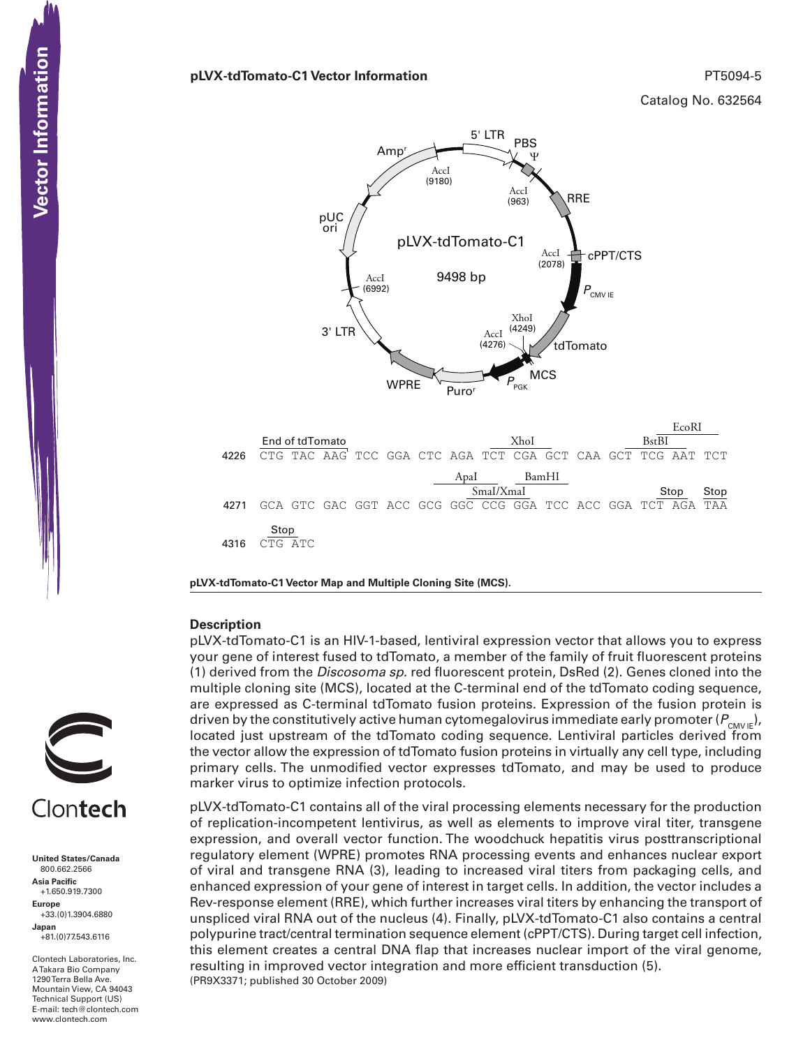# pLVX-tdTomato-C1 Vector Information

PT5094-5

Catalog No. 632564

pLVX-tdTomato-C1

9498 bp

5' LTR, PBS, Ψ, RRE, cPPT/CTS, $P_{CMV\ IE}$, tdTomato, MCS, $P_{PGK}$, Puro$^r$, WPRE, 3' LTR, pUC ori, Amp$^r$

AccI (9180), AccI (963), AccI (2078), XhoI (4249), AccI (4276), AccI (6992)

```
                                                                              EcoRI
     End of tdTomato                         XhoI                       BstBI
4226 CTG TAC AAG TCC GGA CTC AGA TCT CGA GCT CAA GCT TCG AAT TCT

                                   ApaI        BamHI
                                     SmaI/XmaI                        Stop  Stop
4271 GCA GTC GAC GGT ACC GCG GGC CCG GGA TCC ACC GGA TCT AGA TAA

     Stop
4316 CTG ATC
```

**pLVX-tdTomato-C1 Vector Map and Multiple Cloning Site (MCS).**

## Description

pLVX-tdTomato-C1 is an HIV-1-based, lentiviral expression vector that allows you to express your gene of interest fused to tdTomato, a member of the family of fruit fluorescent proteins (1) derived from the *Discosoma sp.* red fluorescent protein, DsRed (2). Genes cloned into the multiple cloning site (MCS), located at the C-terminal end of the tdTomato coding sequence, are expressed as C-terminal tdTomato fusion proteins. Expression of the fusion protein is driven by the constitutively active human cytomegalovirus immediate early promoter ($P_{CMV\ IE}$), located just upstream of the tdTomato coding sequence. Lentiviral particles derived from the vector allow the expression of tdTomato fusion proteins in virtually any cell type, including primary cells. The unmodified vector expresses tdTomato, and may be used to produce marker virus to optimize infection protocols.

pLVX-tdTomato-C1 contains all of the viral processing elements necessary for the production of replication-incompetent lentivirus, as well as elements to improve viral titer, transgene expression, and overall vector function. The woodchuck hepatitis virus posttranscriptional regulatory element (WPRE) promotes RNA processing events and enhances nuclear export of viral and transgene RNA (3), leading to increased viral titers from packaging cells, and enhanced expression of your gene of interest in target cells. In addition, the vector includes a Rev-response element (RRE), which further increases viral titers by enhancing the transport of unspliced viral RNA out of the nucleus (4). Finally, pLVX-tdTomato-C1 also contains a central polypurine tract/central termination sequence element (cPPT/CTS). During target cell infection, this element creates a central DNA flap that increases nuclear import of the viral genome, resulting in improved vector integration and more efficient transduction (5).

(PR9X3371; published 30 October 2009)

Clontech

**United States/Canada**
800.662.2566
**Asia Pacific**
+1.650.919.7300
**Europe**
+33.(0)1.3904.6880
**Japan**
+81.(0)77.543.6116

Clontech Laboratories, Inc.
A Takara Bio Company
1290 Terra Bella Ave.
Mountain View, CA 94043
Technical Support (US)
E-mail: tech@clontech.com
www.clontech.com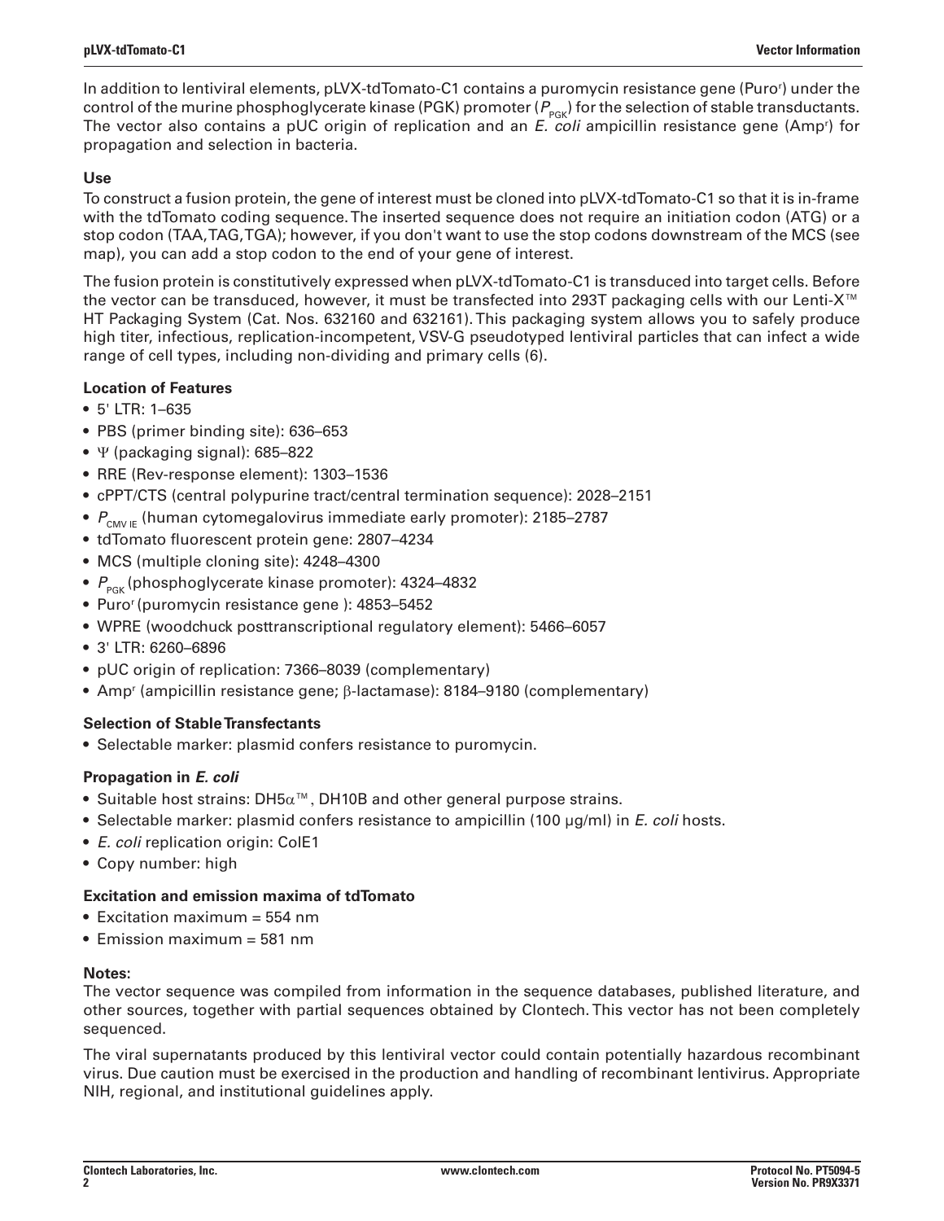In addition to lentiviral elements, pLVX-tdTomato-C1 contains a puromycin resistance gene (Puro[r]) under the control of the murine phosphoglycerate kinase (PGK) promoter ($P_{PGK}$) for the selection of stable transductants. The vector also contains a pUC origin of replication and an *E. coli* ampicillin resistance gene (Amp[r]) for propagation and selection in bacteria.

**Use**

To construct a fusion protein, the gene of interest must be cloned into pLVX-tdTomato-C1 so that it is in-frame with the tdTomato coding sequence. The inserted sequence does not require an initiation codon (ATG) or a stop codon (TAA, TAG, TGA); however, if you don't want to use the stop codons downstream of the MCS (see map), you can add a stop codon to the end of your gene of interest.

The fusion protein is constitutively expressed when pLVX-tdTomato-C1 is transduced into target cells. Before the vector can be transduced, however, it must be transfected into 293T packaging cells with our Lenti-X™ HT Packaging System (Cat. Nos. 632160 and 632161). This packaging system allows you to safely produce high titer, infectious, replication-incompetent, VSV-G pseudotyped lentiviral particles that can infect a wide range of cell types, including non-dividing and primary cells (6).

**Location of Features**

- 5' LTR: 1–635
- PBS (primer binding site): 636–653
- Ψ (packaging signal): 685–822
- RRE (Rev-response element): 1303–1536
- cPPT/CTS (central polypurine tract/central termination sequence): 2028–2151
- $P_{CMV\ IE}$ (human cytomegalovirus immediate early promoter): 2185–2787
- tdTomato fluorescent protein gene: 2807–4234
- MCS (multiple cloning site): 4248–4300
- $P_{PGK}$ (phosphoglycerate kinase promoter): 4324–4832
- Puro[r] (puromycin resistance gene ): 4853–5452
- WPRE (woodchuck posttranscriptional regulatory element): 5466–6057
- 3' LTR: 6260–6896
- pUC origin of replication: 7366–8039 (complementary)
- Amp[r] (ampicillin resistance gene; β-lactamase): 8184–9180 (complementary)

**Selection of Stable Transfectants**

- Selectable marker: plasmid confers resistance to puromycin.

**Propagation in *E. coli***

- Suitable host strains: DH5α™, DH10B and other general purpose strains.
- Selectable marker: plasmid confers resistance to ampicillin (100 μg/ml) in *E. coli* hosts.
- *E. coli* replication origin: ColE1
- Copy number: high

**Excitation and emission maxima of tdTomato**

- Excitation maximum = 554 nm
- Emission maximum = 581 nm

**Notes:**

The vector sequence was compiled from information in the sequence databases, published literature, and other sources, together with partial sequences obtained by Clontech. This vector has not been completely sequenced.

The viral supernatants produced by this lentiviral vector could contain potentially hazardous recombinant virus. Due caution must be exercised in the production and handling of recombinant lentivirus. Appropriate NIH, regional, and institutional guidelines apply.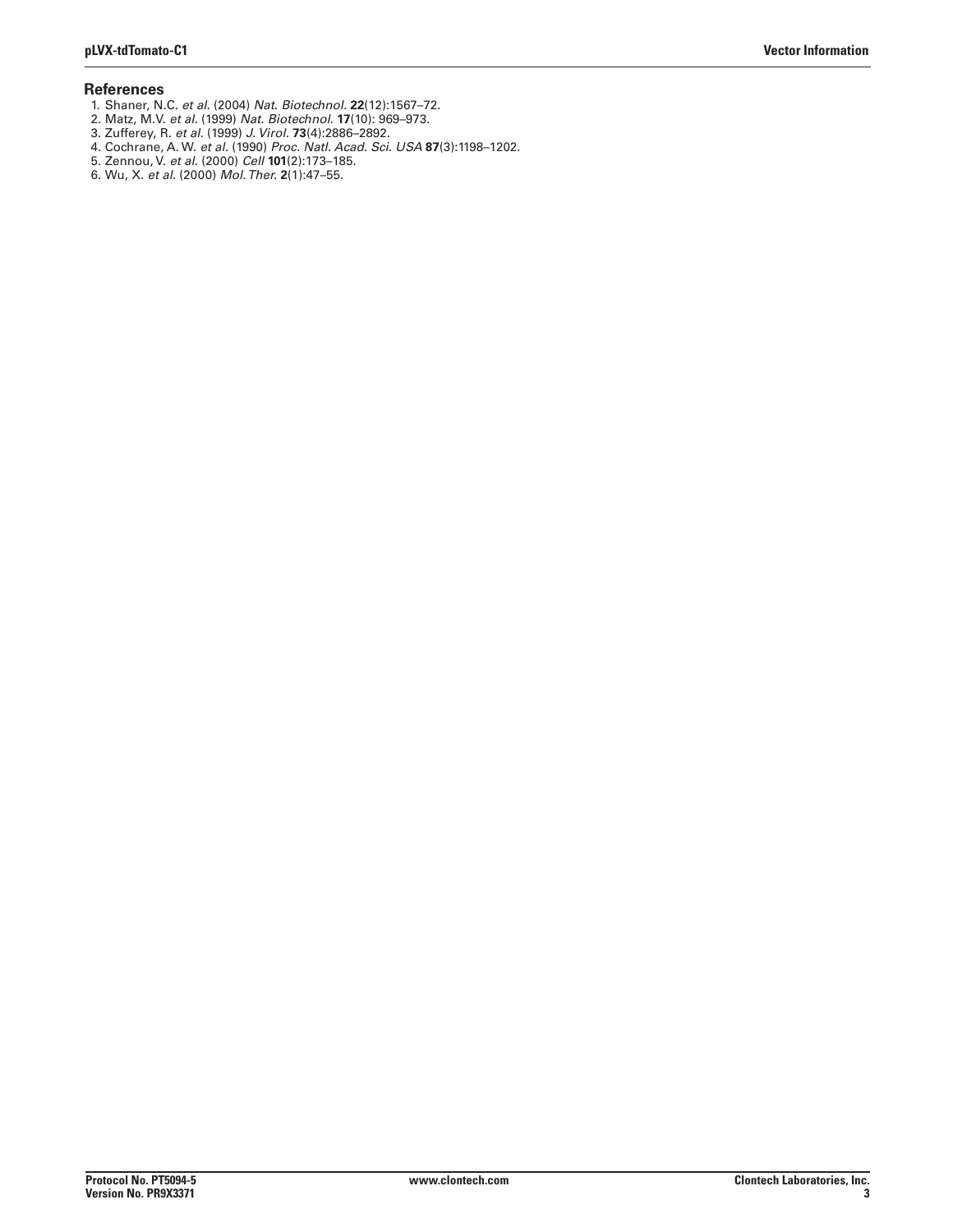## References

1. Shaner, N.C. *et al.* (2004) *Nat. Biotechnol.* **22**(12):1567–72.
2. Matz, M.V. *et al.* (1999) *Nat. Biotechnol.* **17**(10): 969–973.
3. Zufferey, R. *et al.* (1999) *J. Virol.* **73**(4):2886–2892.
4. Cochrane, A. W. *et al.* (1990) *Proc. Natl. Acad. Sci. USA* **87**(3):1198–1202.
5. Zennou, V. *et al.* (2000) *Cell* **101**(2):173–185.
6. Wu, X. *et al.* (2000) *Mol. Ther.* **2**(1):47–55.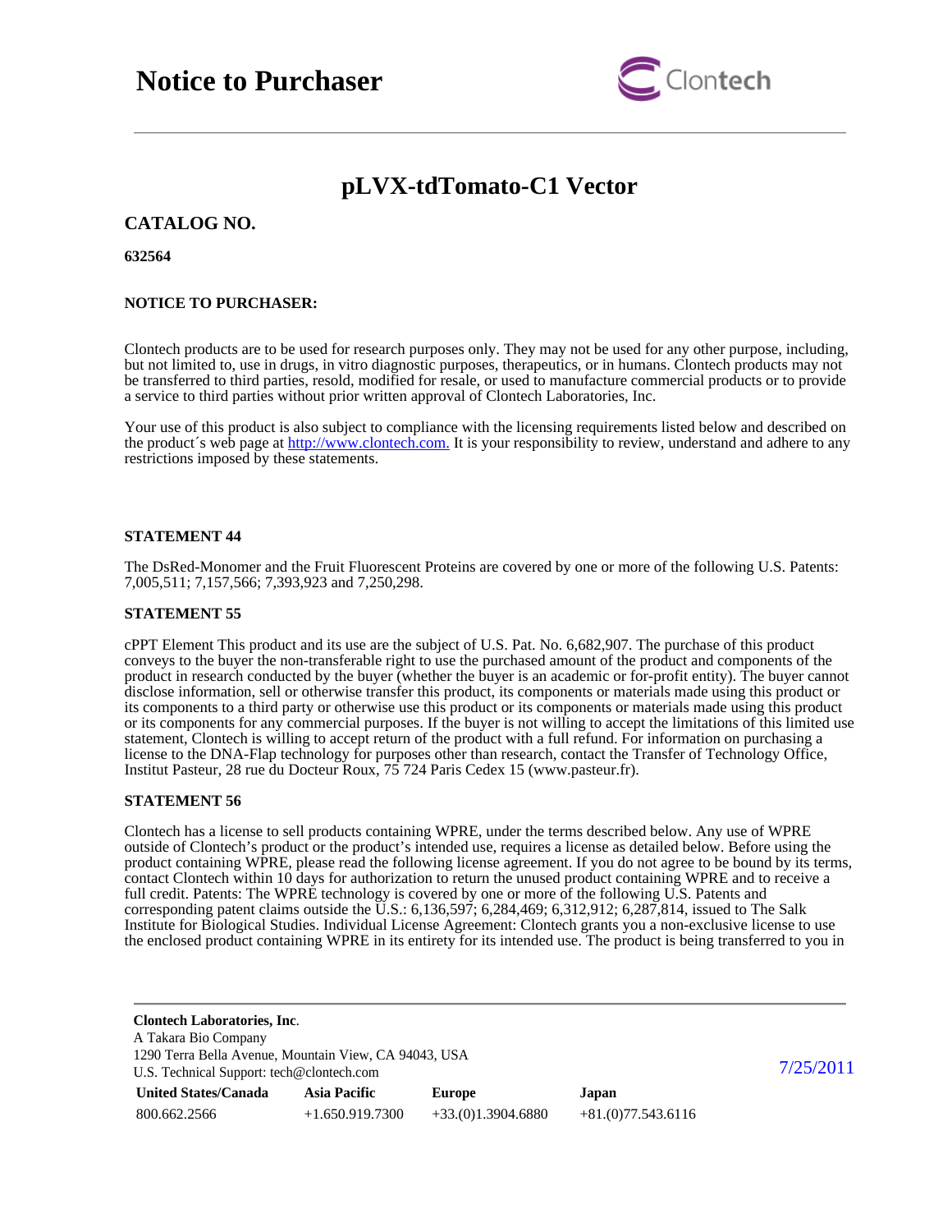# Notice to Purchaser

## pLVX-tdTomato-C1 Vector

### CATALOG NO.

**632564**

**NOTICE TO PURCHASER:**

Clontech products are to be used for research purposes only. They may not be used for any other purpose, including, but not limited to, use in drugs, in vitro diagnostic purposes, therapeutics, or in humans. Clontech products may not be transferred to third parties, resold, modified for resale, or used to manufacture commercial products or to provide a service to third parties without prior written approval of Clontech Laboratories, Inc.

Your use of this product is also subject to compliance with the licensing requirements listed below and described on the product´s web page at http://www.clontech.com. It is your responsibility to review, understand and adhere to any restrictions imposed by these statements.

**STATEMENT 44**

The DsRed-Monomer and the Fruit Fluorescent Proteins are covered by one or more of the following U.S. Patents: 7,005,511; 7,157,566; 7,393,923 and 7,250,298.

**STATEMENT 55**

cPPT Element This product and its use are the subject of U.S. Pat. No. 6,682,907. The purchase of this product conveys to the buyer the non-transferable right to use the purchased amount of the product and components of the product in research conducted by the buyer (whether the buyer is an academic or for-profit entity). The buyer cannot disclose information, sell or otherwise transfer this product, its components or materials made using this product or its components to a third party or otherwise use this product or its components or materials made using this product or its components for any commercial purposes. If the buyer is not willing to accept the limitations of this limited use statement, Clontech is willing to accept return of the product with a full refund. For information on purchasing a license to the DNA-Flap technology for purposes other than research, contact the Transfer of Technology Office, Institut Pasteur, 28 rue du Docteur Roux, 75 724 Paris Cedex 15 (www.pasteur.fr).

**STATEMENT 56**

Clontech has a license to sell products containing WPRE, under the terms described below. Any use of WPRE outside of Clontech's product or the product's intended use, requires a license as detailed below. Before using the product containing WPRE, please read the following license agreement. If you do not agree to be bound by its terms, contact Clontech within 10 days for authorization to return the unused product containing WPRE and to receive a full credit. Patents: The WPRE technology is covered by one or more of the following U.S. Patents and corresponding patent claims outside the U.S.: 6,136,597; 6,284,469; 6,312,912; 6,287,814, issued to The Salk Institute for Biological Studies. Individual License Agreement: Clontech grants you a non-exclusive license to use the enclosed product containing WPRE in its entirety for its intended use. The product is being transferred to you in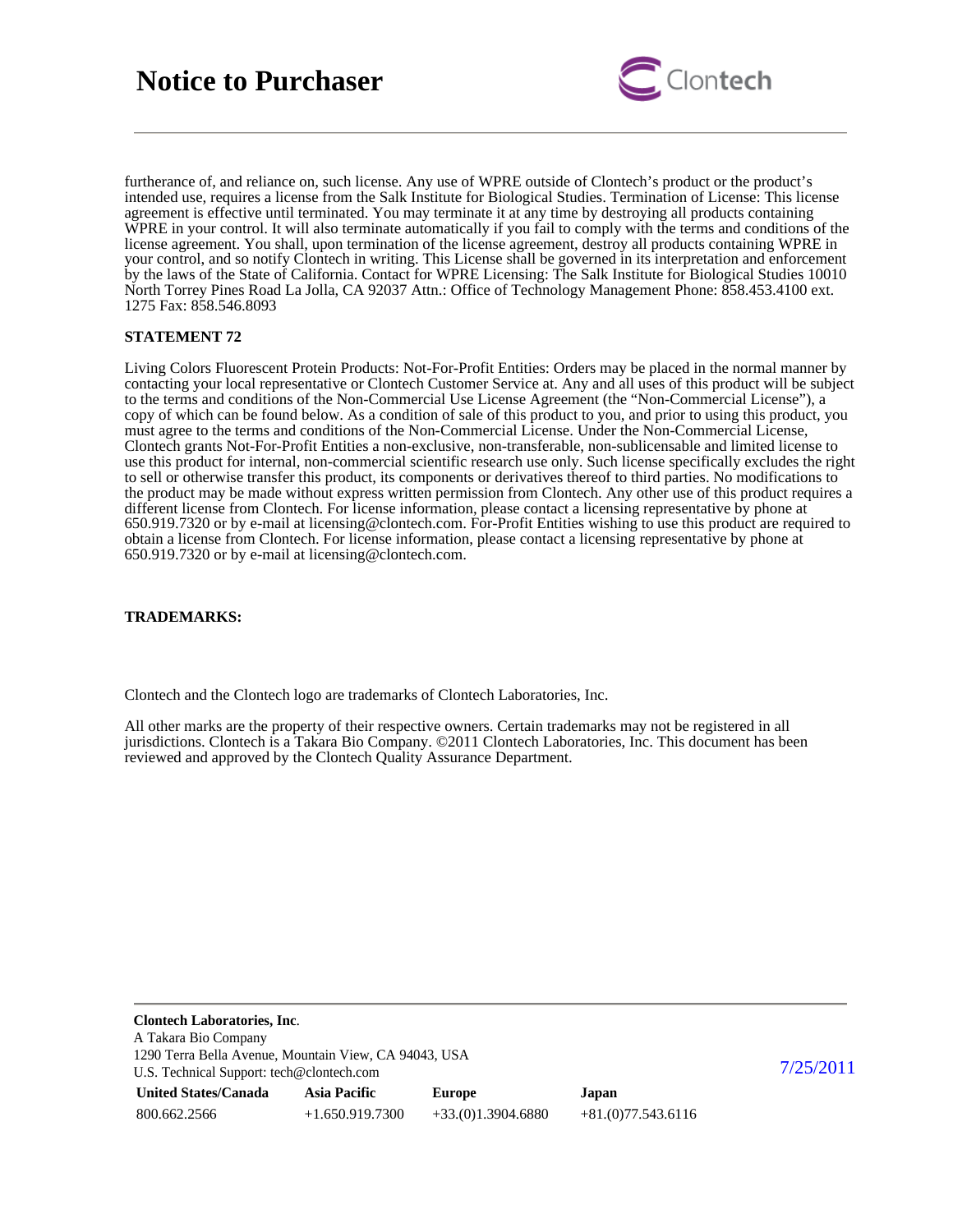furtherance of, and reliance on, such license. Any use of WPRE outside of Clontech's product or the product's intended use, requires a license from the Salk Institute for Biological Studies. Termination of License: This license agreement is effective until terminated. You may terminate it at any time by destroying all products containing WPRE in your control. It will also terminate automatically if you fail to comply with the terms and conditions of the license agreement. You shall, upon termination of the license agreement, destroy all products containing WPRE in your control, and so notify Clontech in writing. This License shall be governed in its interpretation and enforcement by the laws of the State of California. Contact for WPRE Licensing: The Salk Institute for Biological Studies 10010 North Torrey Pines Road La Jolla, CA 92037 Attn.: Office of Technology Management Phone: 858.453.4100 ext. 1275 Fax: 858.546.8093

**STATEMENT 72**

Living Colors Fluorescent Protein Products: Not-For-Profit Entities: Orders may be placed in the normal manner by contacting your local representative or Clontech Customer Service at. Any and all uses of this product will be subject to the terms and conditions of the Non-Commercial Use License Agreement (the "Non-Commercial License"), a copy of which can be found below. As a condition of sale of this product to you, and prior to using this product, you must agree to the terms and conditions of the Non-Commercial License. Under the Non-Commercial License, Clontech grants Not-For-Profit Entities a non-exclusive, non-transferable, non-sublicensable and limited license to use this product for internal, non-commercial scientific research use only. Such license specifically excludes the right to sell or otherwise transfer this product, its components or derivatives thereof to third parties. No modifications to the product may be made without express written permission from Clontech. Any other use of this product requires a different license from Clontech. For license information, please contact a licensing representative by phone at 650.919.7320 or by e-mail at licensing@clontech.com. For-Profit Entities wishing to use this product are required to obtain a license from Clontech. For license information, please contact a licensing representative by phone at 650.919.7320 or by e-mail at licensing@clontech.com.

**TRADEMARKS:**

Clontech and the Clontech logo are trademarks of Clontech Laboratories, Inc.

All other marks are the property of their respective owners. Certain trademarks may not be registered in all jurisdictions. Clontech is a Takara Bio Company. ©2011 Clontech Laboratories, Inc. This document has been reviewed and approved by the Clontech Quality Assurance Department.

**Clontech Laboratories, Inc.**
A Takara Bio Company
1290 Terra Bella Avenue, Mountain View, CA 94043, USA
U.S. Technical Support: tech@clontech.com

| United States/Canada | Asia Pacific | Europe | Japan |
| --- | --- | --- | --- |
| 800.662.2566 | +1.650.919.7300 | +33.(0)1.3904.6880 | +81.(0)77.543.6116 |

7/25/2011